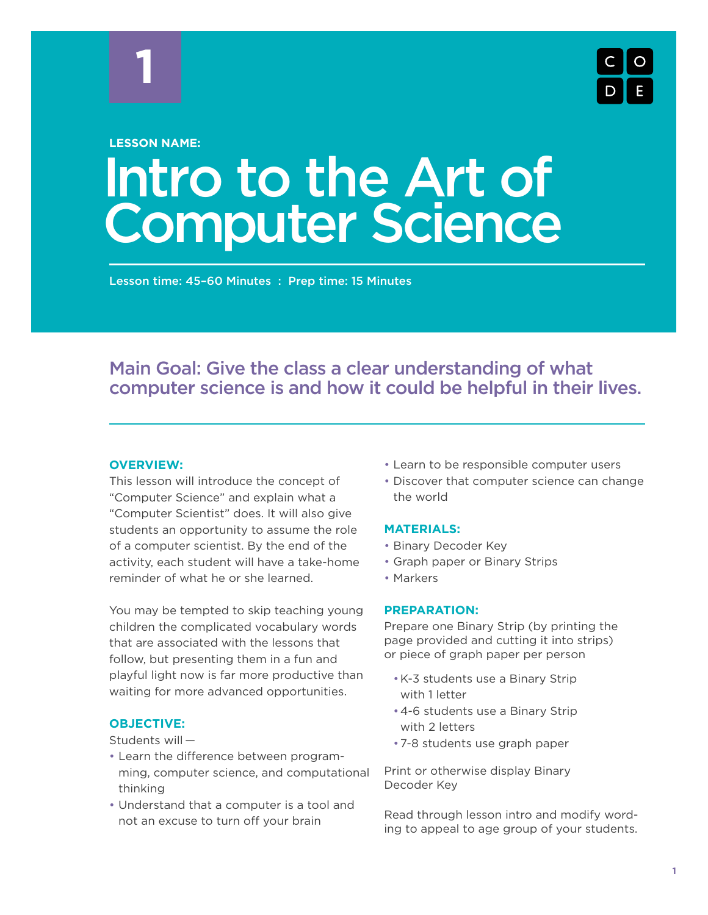1

LESSON NAME:

# Intro to the Art of Computer Science

Lesson time: 45–60 Minutes : Prep time: 15 Minutes

## Main Goal: Give the class a clear understanding of what computer science is and how it could be helpful in their lives.

### OVERVIEW:

This lesson will introduce the concept of "Computer Science" and explain what a "Computer Scientist" does. It will also give students an opportunity to assume the role of a computer scientist. By the end of the activity, each student will have a take-home reminder of what he or she learned.

You may be tempted to skip teaching young children the complicated vocabulary words that are associated with the lessons that follow, but presenting them in a fun and playful light now is far more productive than waiting for more advanced opportunities.

### OBJECTIVE:

Students will —

- Learn the difference between programming, computer science, and computational thinking
- Understand that a computer is a tool and not an excuse to turn off your brain
- Learn to be responsible computer users
- Discover that computer science can change the world

### MATERIALS:

- Binary Decoder Key
- Graph paper or Binary Strips
- Markers

### PREPARATION:

Prepare one Binary Strip (by printing the page provided and cutting it into strips) or piece of graph paper per person

- K-3 students use a Binary Strip with 1 letter
- 4-6 students use a Binary Strip with 2 letters
- 7-8 students use graph paper

Print or otherwise display Binary Decoder Key

Read through lesson intro and modify wording to appeal to age group of your students.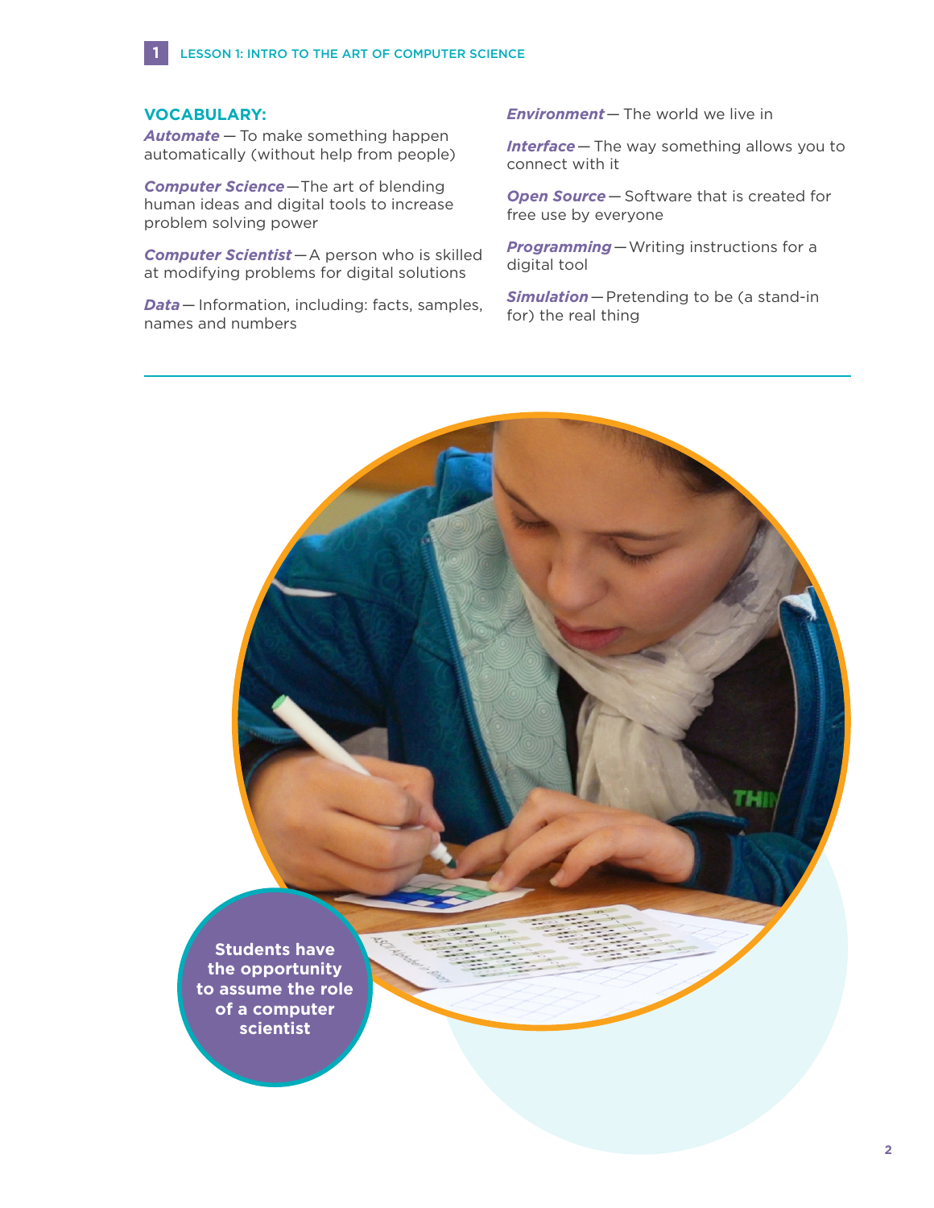## VOCABULARY:

***Automate*** — To make something happen automatically (without help from people)

***Computer Science*** —The art of blending human ideas and digital tools to increase problem solving power

***Computer Scientist*** —A person who is skilled at modifying problems for digital solutions

***Data*** — Information, including: facts, samples, names and numbers

***Environment*** — The world we live in

***Interface*** — The way something allows you to connect with it

***Open Source*** — Software that is created for free use by everyone

***Programming*** —Writing instructions for a digital tool

***Simulation*** —Pretending to be (a stand-in for) the real thing

**Students have the opportunity to assume the role of a computer scientist**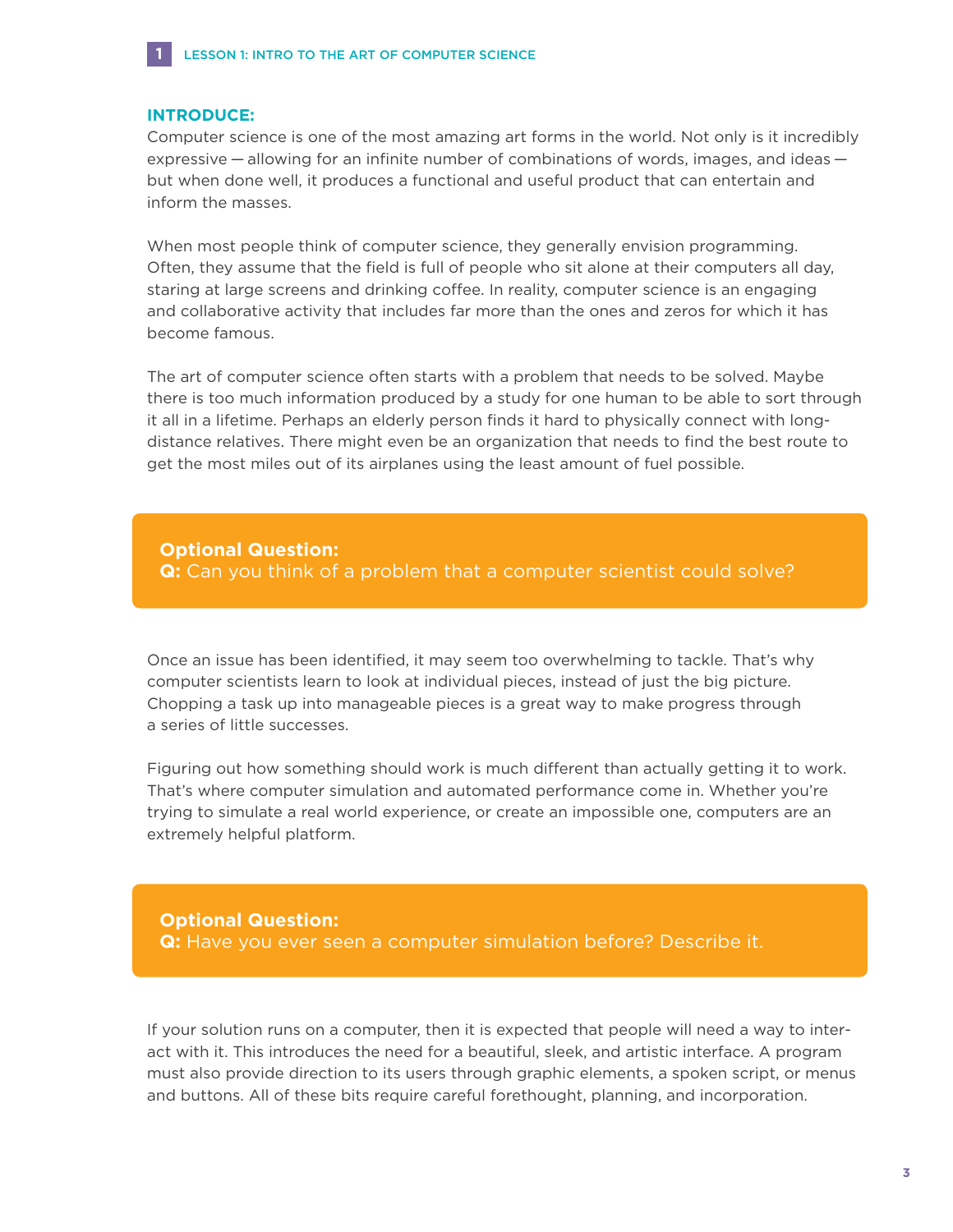**INTRODUCE:**

Computer science is one of the most amazing art forms in the world. Not only is it incredibly expressive — allowing for an infinite number of combinations of words, images, and ideas — but when done well, it produces a functional and useful product that can entertain and inform the masses.

When most people think of computer science, they generally envision programming. Often, they assume that the field is full of people who sit alone at their computers all day, staring at large screens and drinking coffee. In reality, computer science is an engaging and collaborative activity that includes far more than the ones and zeros for which it has become famous.

The art of computer science often starts with a problem that needs to be solved. Maybe there is too much information produced by a study for one human to be able to sort through it all in a lifetime. Perhaps an elderly person finds it hard to physically connect with long-distance relatives. There might even be an organization that needs to find the best route to get the most miles out of its airplanes using the least amount of fuel possible.

> **Optional Question:**
> **Q:** Can you think of a problem that a computer scientist could solve?

Once an issue has been identified, it may seem too overwhelming to tackle. That's why computer scientists learn to look at individual pieces, instead of just the big picture. Chopping a task up into manageable pieces is a great way to make progress through a series of little successes.

Figuring out how something should work is much different than actually getting it to work. That's where computer simulation and automated performance come in. Whether you're trying to simulate a real world experience, or create an impossible one, computers are an extremely helpful platform.

> **Optional Question:**
> **Q:** Have you ever seen a computer simulation before? Describe it.

If your solution runs on a computer, then it is expected that people will need a way to interact with it. This introduces the need for a beautiful, sleek, and artistic interface. A program must also provide direction to its users through graphic elements, a spoken script, or menus and buttons. All of these bits require careful forethought, planning, and incorporation.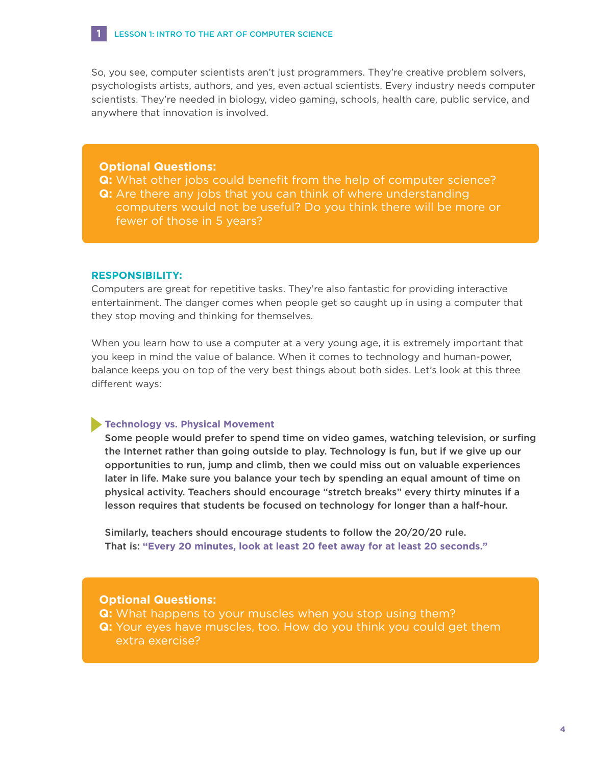So, you see, computer scientists aren't just programmers. They're creative problem solvers, psychologists artists, authors, and yes, even actual scientists. Every industry needs computer scientists. They're needed in biology, video gaming, schools, health care, public service, and anywhere that innovation is involved.

> **Optional Questions:**
> **Q:** What other jobs could benefit from the help of computer science?
> **Q:** Are there any jobs that you can think of where understanding computers would not be useful? Do you think there will be more or fewer of those in 5 years?

## RESPONSIBILITY:

Computers are great for repetitive tasks. They're also fantastic for providing interactive entertainment. The danger comes when people get so caught up in using a computer that they stop moving and thinking for themselves.

When you learn how to use a computer at a very young age, it is extremely important that you keep in mind the value of balance. When it comes to technology and human-power, balance keeps you on top of the very best things about both sides. Let's look at this three different ways:

### Technology vs. Physical Movement

**Some people would prefer to spend time on video games, watching television, or surfing the Internet rather than going outside to play. Technology is fun, but if we give up our opportunities to run, jump and climb, then we could miss out on valuable experiences later in life. Make sure you balance your tech by spending an equal amount of time on physical activity. Teachers should encourage "stretch breaks" every thirty minutes if a lesson requires that students be focused on technology for longer than a half-hour.**

**Similarly, teachers should encourage students to follow the 20/20/20 rule. That is: "Every 20 minutes, look at least 20 feet away for at least 20 seconds."**

> **Optional Questions:**
> **Q:** What happens to your muscles when you stop using them?
> **Q:** Your eyes have muscles, too. How do you think you could get them extra exercise?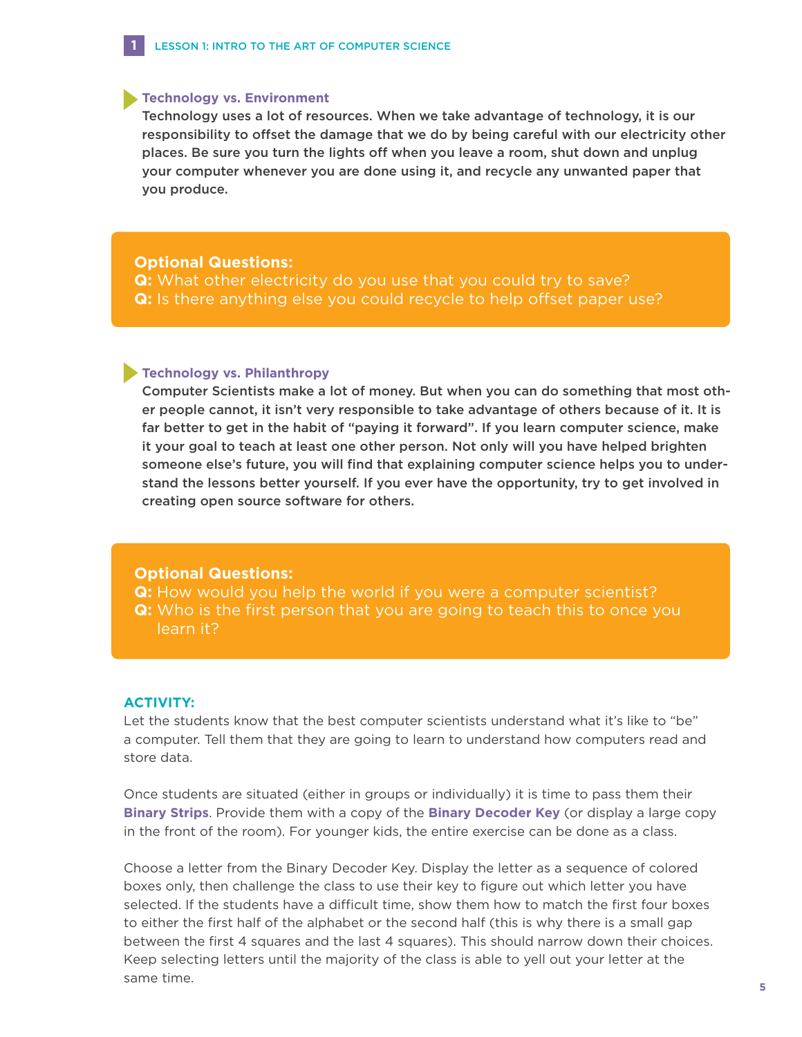### Technology vs. Environment

**Technology uses a lot of resources. When we take advantage of technology, it is our responsibility to offset the damage that we do by being careful with our electricity other places. Be sure you turn the lights off when you leave a room, shut down and unplug your computer whenever you are done using it, and recycle any unwanted paper that you produce.**

> **Optional Questions:**
> **Q:** What other electricity do you use that you could try to save?
> **Q:** Is there anything else you could recycle to help offset paper use?

### Technology vs. Philanthropy

**Computer Scientists make a lot of money. But when you can do something that most other people cannot, it isn't very responsible to take advantage of others because of it. It is far better to get in the habit of "paying it forward". If you learn computer science, make it your goal to teach at least one other person. Not only will you have helped brighten someone else's future, you will find that explaining computer science helps you to understand the lessons better yourself. If you ever have the opportunity, try to get involved in creating open source software for others.**

> **Optional Questions:**
> **Q:** How would you help the world if you were a computer scientist?
> **Q:** Who is the first person that you are going to teach this to once you learn it?

## ACTIVITY:

Let the students know that the best computer scientists understand what it's like to "be" a computer. Tell them that they are going to learn to understand how computers read and store data.

Once students are situated (either in groups or individually) it is time to pass them their **Binary Strips**. Provide them with a copy of the **Binary Decoder Key** (or display a large copy in the front of the room). For younger kids, the entire exercise can be done as a class.

Choose a letter from the Binary Decoder Key. Display the letter as a sequence of colored boxes only, then challenge the class to use their key to figure out which letter you have selected. If the students have a difficult time, show them how to match the first four boxes to either the first half of the alphabet or the second half (this is why there is a small gap between the first 4 squares and the last 4 squares). This should narrow down their choices. Keep selecting letters until the majority of the class is able to yell out your letter at the same time.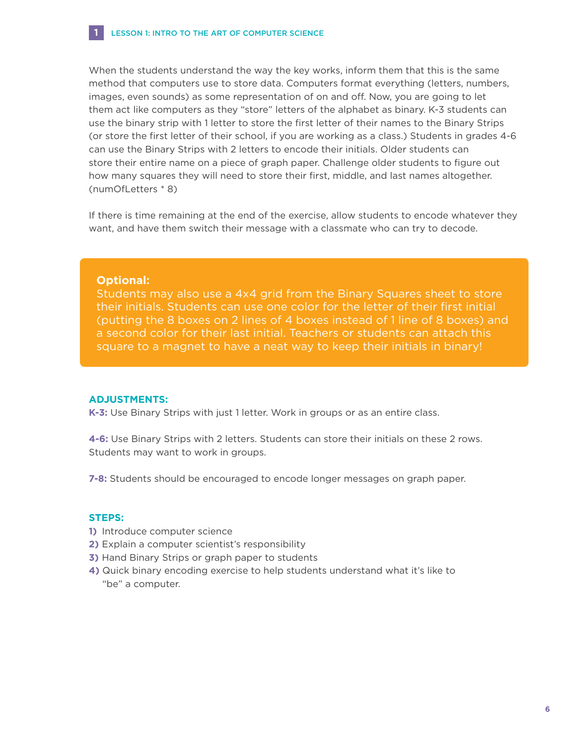When the students understand the way the key works, inform them that this is the same method that computers use to store data. Computers format everything (letters, numbers, images, even sounds) as some representation of on and off. Now, you are going to let them act like computers as they "store" letters of the alphabet as binary. K-3 students can use the binary strip with 1 letter to store the first letter of their names to the Binary Strips (or store the first letter of their school, if you are working as a class.) Students in grades 4-6 can use the Binary Strips with 2 letters to encode their initials. Older students can store their entire name on a piece of graph paper. Challenge older students to figure out how many squares they will need to store their first, middle, and last names altogether. (numOfLetters * 8)

If there is time remaining at the end of the exercise, allow students to encode whatever they want, and have them switch their message with a classmate who can try to decode.

> **Optional:**
> Students may also use a 4x4 grid from the Binary Squares sheet to store their initials. Students can use one color for the letter of their first initial (putting the 8 boxes on 2 lines of 4 boxes instead of 1 line of 8 boxes) and a second color for their last initial. Teachers or students can attach this square to a magnet to have a neat way to keep their initials in binary!

### ADJUSTMENTS:

**K-3:** Use Binary Strips with just 1 letter. Work in groups or as an entire class.

**4-6:** Use Binary Strips with 2 letters. Students can store their initials on these 2 rows. Students may want to work in groups.

**7-8:** Students should be encouraged to encode longer messages on graph paper.

### STEPS:

1) Introduce computer science
2) Explain a computer scientist's responsibility
3) Hand Binary Strips or graph paper to students
4) Quick binary encoding exercise to help students understand what it's like to "be" a computer.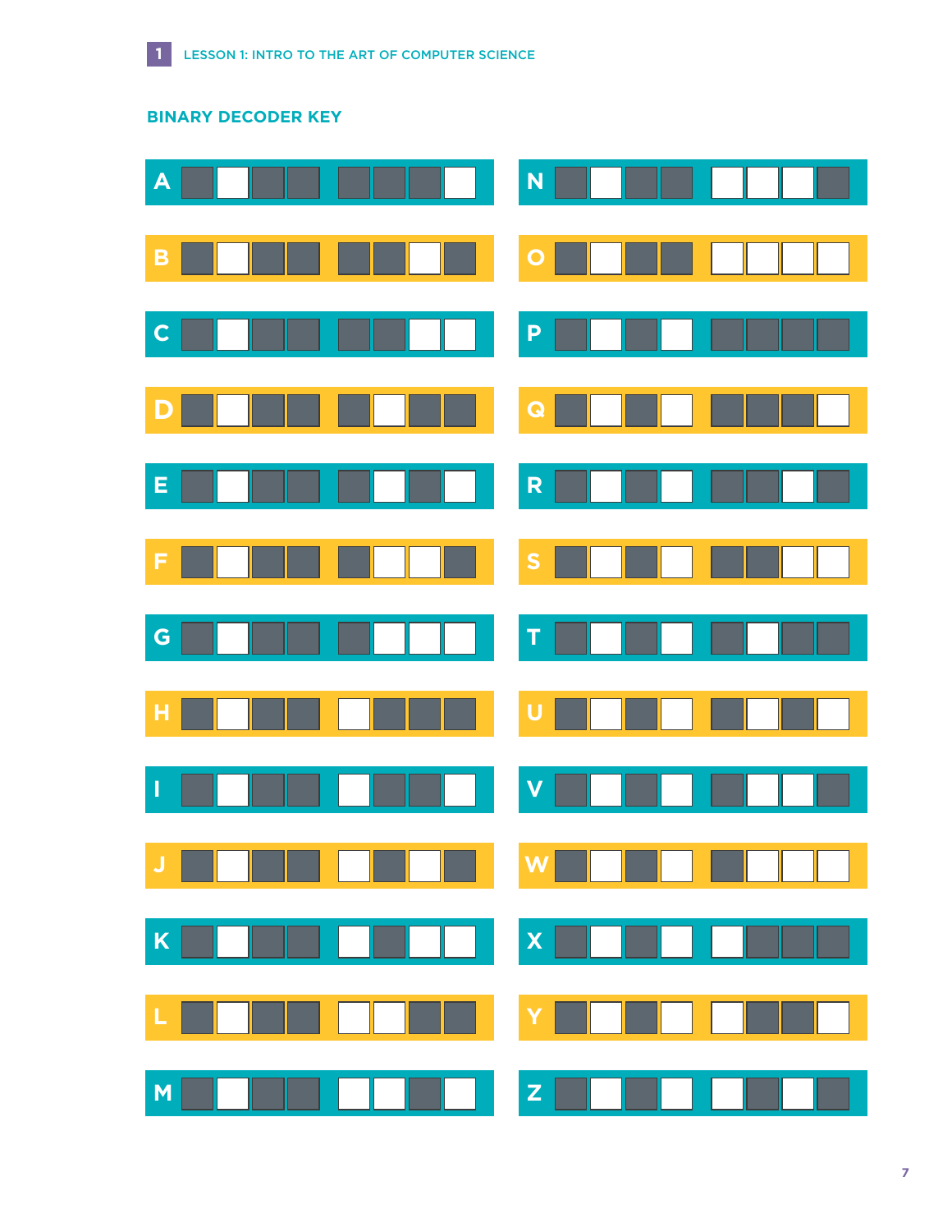## BINARY DECODER KEY

| Letter | Code |
| --- | --- |
| A | ■□■■ ■■■□ |
| B | ■□■■ ■■□■ |
| C | ■□■■ ■■□□ |
| D | ■□■■ ■□■■ |
| E | ■□■■ ■□■□ |
| F | ■□■■ ■□□■ |
| G | ■□■■ ■□□□ |
| H | ■□■■ □■■■ |
| I | ■□■■ □■■□ |
| J | ■□■■ □■□■ |
| K | ■□■■ □■□□ |
| L | ■□■■ □□■■ |
| M | ■□■■ □□■□ |
| N | ■□■■ □□□■ |
| O | ■□■■ □□□□ |
| P | ■□■□ ■■■■ |
| Q | ■□■□ ■■■□ |
| R | ■□■□ ■■□■ |
| S | ■□■□ ■■□□ |
| T | ■□■□ ■□■■ |
| U | ■□■□ ■□■□ |
| V | ■□■□ ■□□■ |
| W | ■□■□ ■□□□ |
| X | ■□■□ □■■■ |
| Y | ■□■□ □■■□ |
| Z | ■□■□ □■□■ |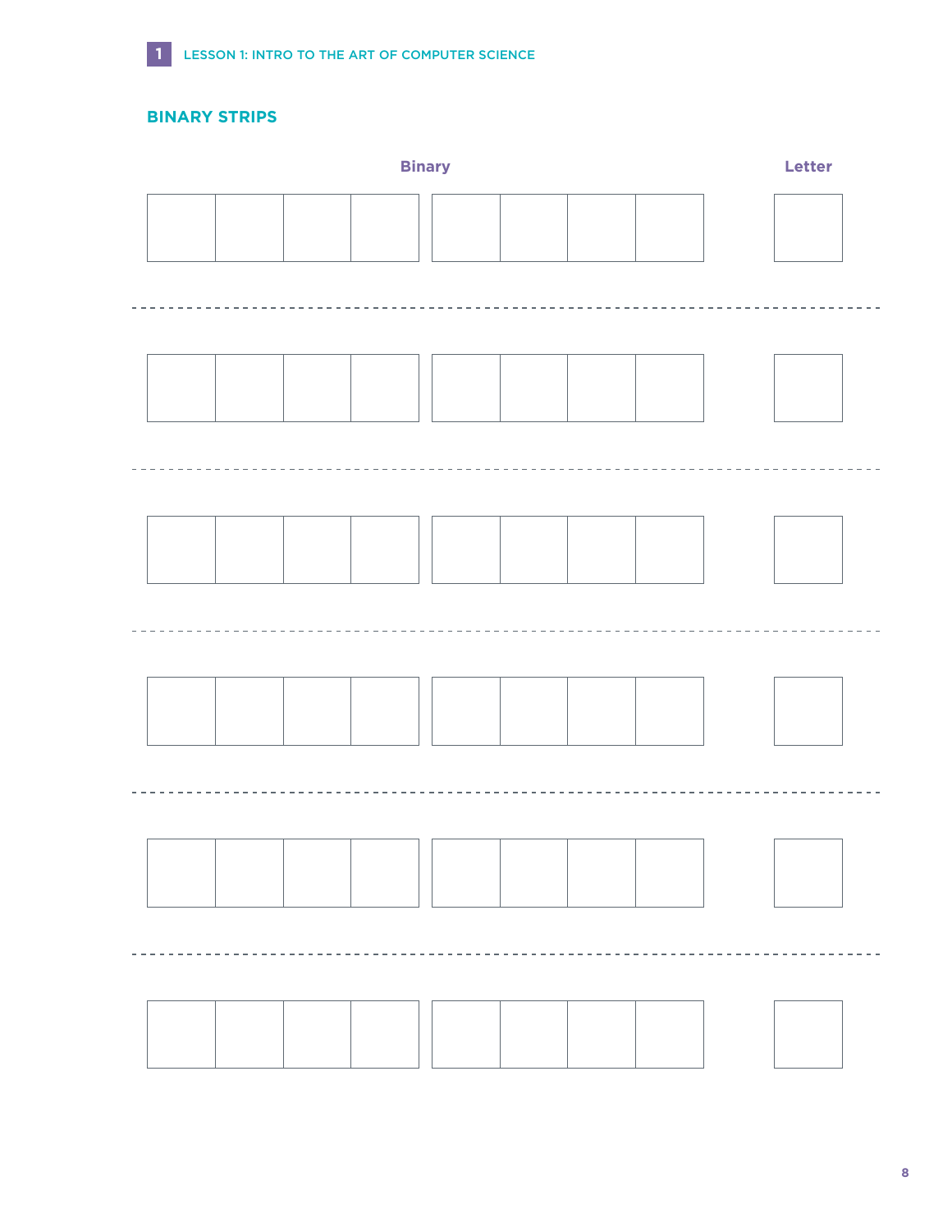## BINARY STRIPS

| Binary | | | | | | | | Letter |
|---|---|---|---|---|---|---|---|---|
| | | | | | | | | |

---

| | | | | | | | | |
|---|---|---|---|---|---|---|---|---|
| | | | | | | | | |

---

| | | | | | | | | |
|---|---|---|---|---|---|---|---|---|
| | | | | | | | | |

---

| | | | | | | | | |
|---|---|---|---|---|---|---|---|---|
| | | | | | | | | |

---

| | | | | | | | | |
|---|---|---|---|---|---|---|---|---|
| | | | | | | | | |

---

| | | | | | | | | |
|---|---|---|---|---|---|---|---|---|
| | | | | | | | | |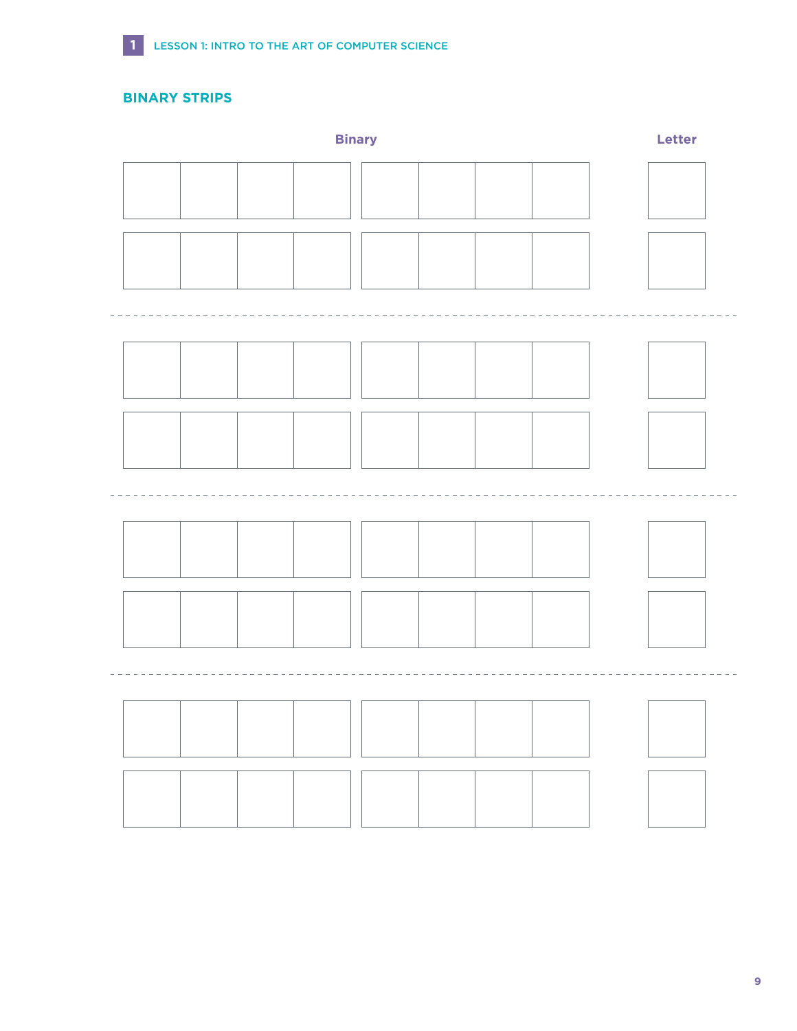# BINARY STRIPS

| Binary | | | | | | | | Letter |
| --- | --- | --- | --- | --- | --- | --- | --- | --- |
| | | | | | | | | |
| | | | | | | | | |

---

| Binary | | | | | | | | Letter |
| --- | --- | --- | --- | --- | --- | --- | --- | --- |
| | | | | | | | | |
| | | | | | | | | |

---

| Binary | | | | | | | | Letter |
| --- | --- | --- | --- | --- | --- | --- | --- | --- |
| | | | | | | | | |
| | | | | | | | | |

---

| Binary | | | | | | | | Letter |
| --- | --- | --- | --- | --- | --- | --- | --- | --- |
| | | | | | | | | |
| | | | | | | | | |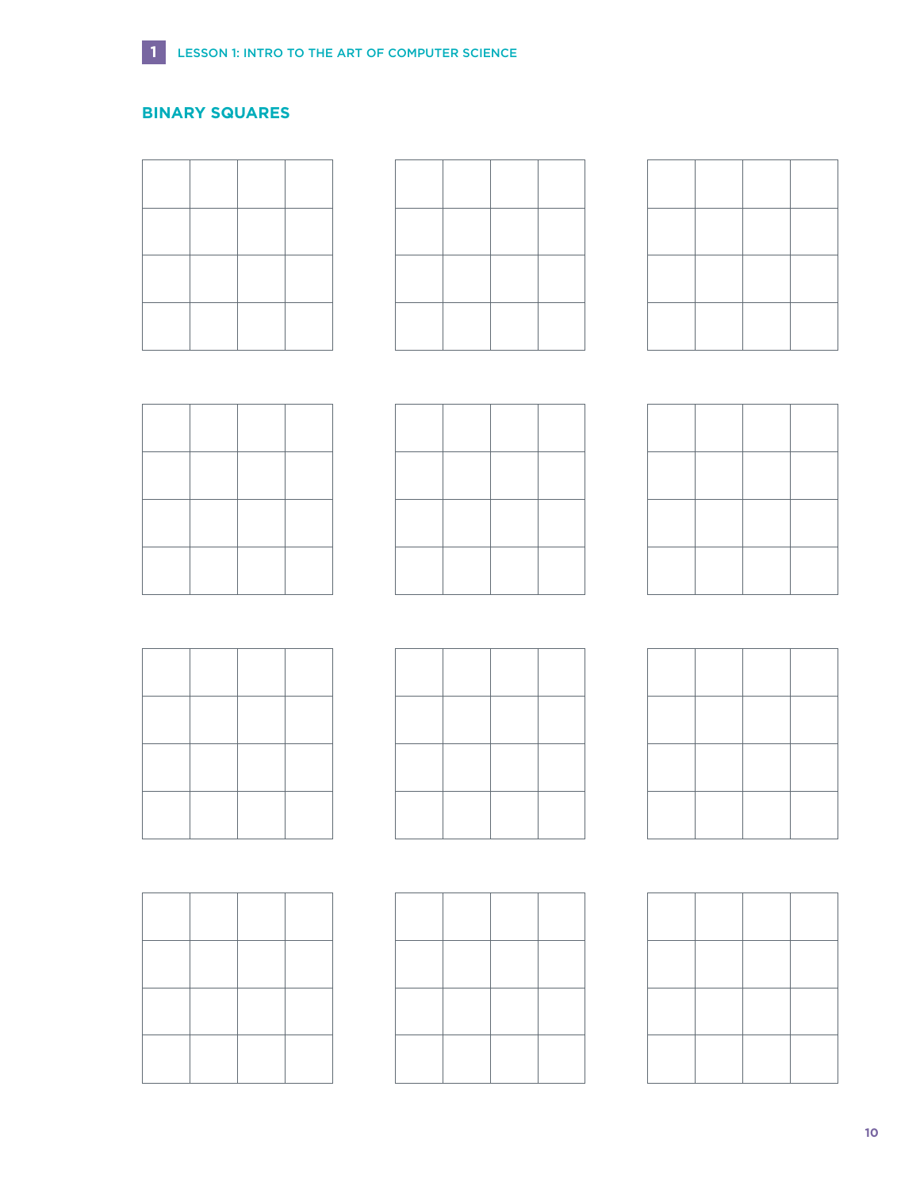## BINARY SQUARES

| | | | |
|---|---|---|---|
| | | | |
| | | | |
| | | | |

| | | | |
|---|---|---|---|
| | | | |
| | | | |
| | | | |

| | | | |
|---|---|---|---|
| | | | |
| | | | |
| | | | |

| | | | |
|---|---|---|---|
| | | | |
| | | | |
| | | | |

| | | | |
|---|---|---|---|
| | | | |
| | | | |
| | | | |

| | | | |
|---|---|---|---|
| | | | |
| | | | |
| | | | |

| | | | |
|---|---|---|---|
| | | | |
| | | | |
| | | | |

| | | | |
|---|---|---|---|
| | | | |
| | | | |
| | | | |

| | | | |
|---|---|---|---|
| | | | |
| | | | |
| | | | |

| | | | |
|---|---|---|---|
| | | | |
| | | | |
| | | | |

| | | | |
|---|---|---|---|
| | | | |
| | | | |
| | | | |

| | | | |
|---|---|---|---|
| | | | |
| | | | |
| | | | |